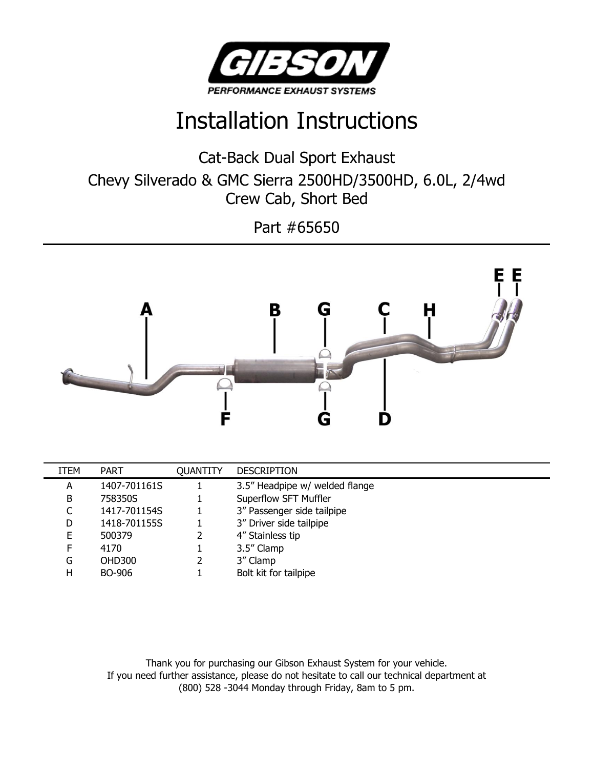# GIBSON

PERFORMANCE EXHAUST SYSTEMS

# Installation Instructions

## Cat-Back Dual Sport Exhaust

## Chevy Silverado & GMC Sierra 2500HD/3500HD, 6.0L, 2/4wd Crew Cab, Short Bed

## Part #65650

| ITEM | PART | QUANTITY | DESCRIPTION |
|---|---|---|---|
| A | 1407-701161S | 1 | 3.5” Headpipe w/ welded flange |
| B | 758350S | 1 | Superflow SFT Muffler |
| C | 1417-701154S | 1 | 3” Passenger side tailpipe |
| D | 1418-701155S | 1 | 3” Driver side tailpipe |
| E | 500379 | 2 | 4” Stainless tip |
| F | 4170 | 1 | 3.5” Clamp |
| G | OHD300 | 2 | 3” Clamp |
| H | BO-906 | 1 | Bolt kit for tailpipe |

Thank you for purchasing our Gibson Exhaust System for your vehicle.
If you need further assistance, please do not hesitate to call our technical department at (800) 528 -3044 Monday through Friday, 8am to 5 pm.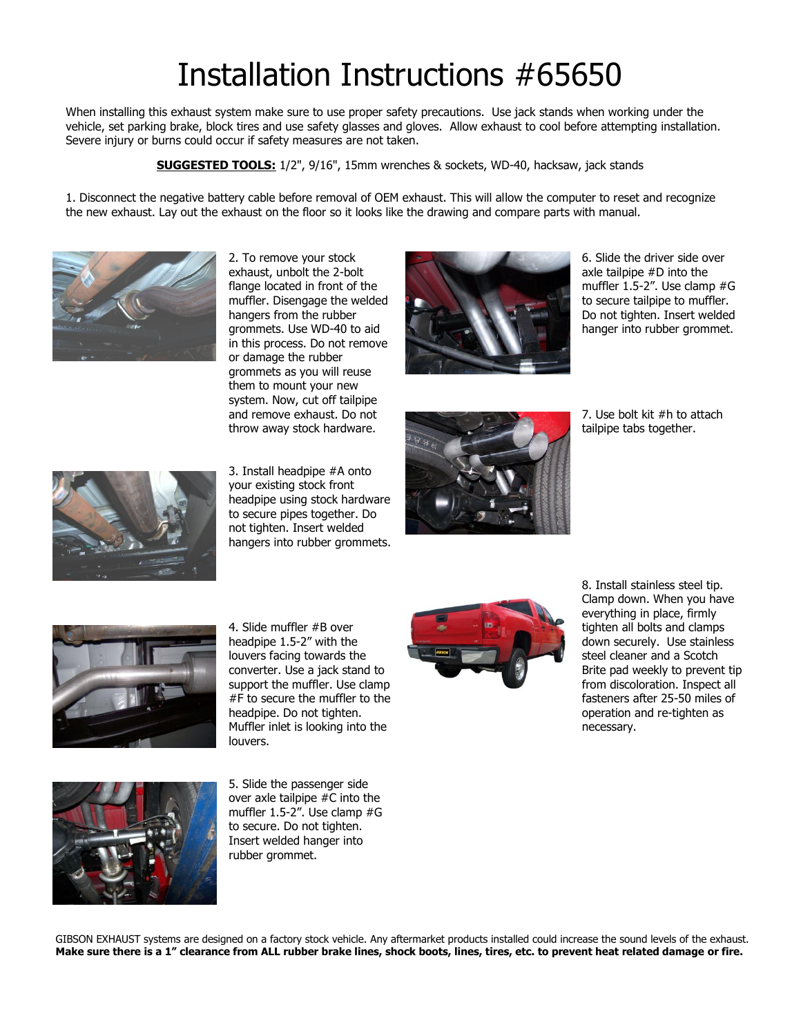# Installation Instructions #65650

When installing this exhaust system make sure to use proper safety precautions. Use jack stands when working under the vehicle, set parking brake, block tires and use safety glasses and gloves. Allow exhaust to cool before attempting installation. Severe injury or burns could occur if safety measures are not taken.

**SUGGESTED TOOLS:** 1/2", 9/16", 15mm wrenches & sockets, WD-40, hacksaw, jack stands

1. Disconnect the negative battery cable before removal of OEM exhaust. This will allow the computer to reset and recognize the new exhaust. Lay out the exhaust on the floor so it looks like the drawing and compare parts with manual.

2. To remove your stock exhaust, unbolt the 2-bolt flange located in front of the muffler. Disengage the welded hangers from the rubber grommets. Use WD-40 to aid in this process. Do not remove or damage the rubber grommets as you will reuse them to mount your new system. Now, cut off tailpipe and remove exhaust. Do not throw away stock hardware.

3. Install headpipe #A onto your existing stock front headpipe using stock hardware to secure pipes together. Do not tighten. Insert welded hangers into rubber grommets.

4. Slide muffler #B over headpipe 1.5-2" with the louvers facing towards the converter. Use a jack stand to support the muffler. Use clamp #F to secure the muffler to the headpipe. Do not tighten. Muffler inlet is looking into the louvers.

5. Slide the passenger side over axle tailpipe #C into the muffler 1.5-2". Use clamp #G to secure. Do not tighten. Insert welded hanger into rubber grommet.

6. Slide the driver side over axle tailpipe #D into the muffler 1.5-2". Use clamp #G to secure tailpipe to muffler. Do not tighten. Insert welded hanger into rubber grommet.

7. Use bolt kit #h to attach tailpipe tabs together.

8. Install stainless steel tip. Clamp down. When you have everything in place, firmly tighten all bolts and clamps down securely. Use stainless steel cleaner and a Scotch Brite pad weekly to prevent tip from discoloration. Inspect all fasteners after 25-50 miles of operation and re-tighten as necessary.

GIBSON EXHAUST systems are designed on a factory stock vehicle. Any aftermarket products installed could increase the sound levels of the exhaust. **Make sure there is a 1" clearance from ALL rubber brake lines, shock boots, lines, tires, etc. to prevent heat related damage or fire.**